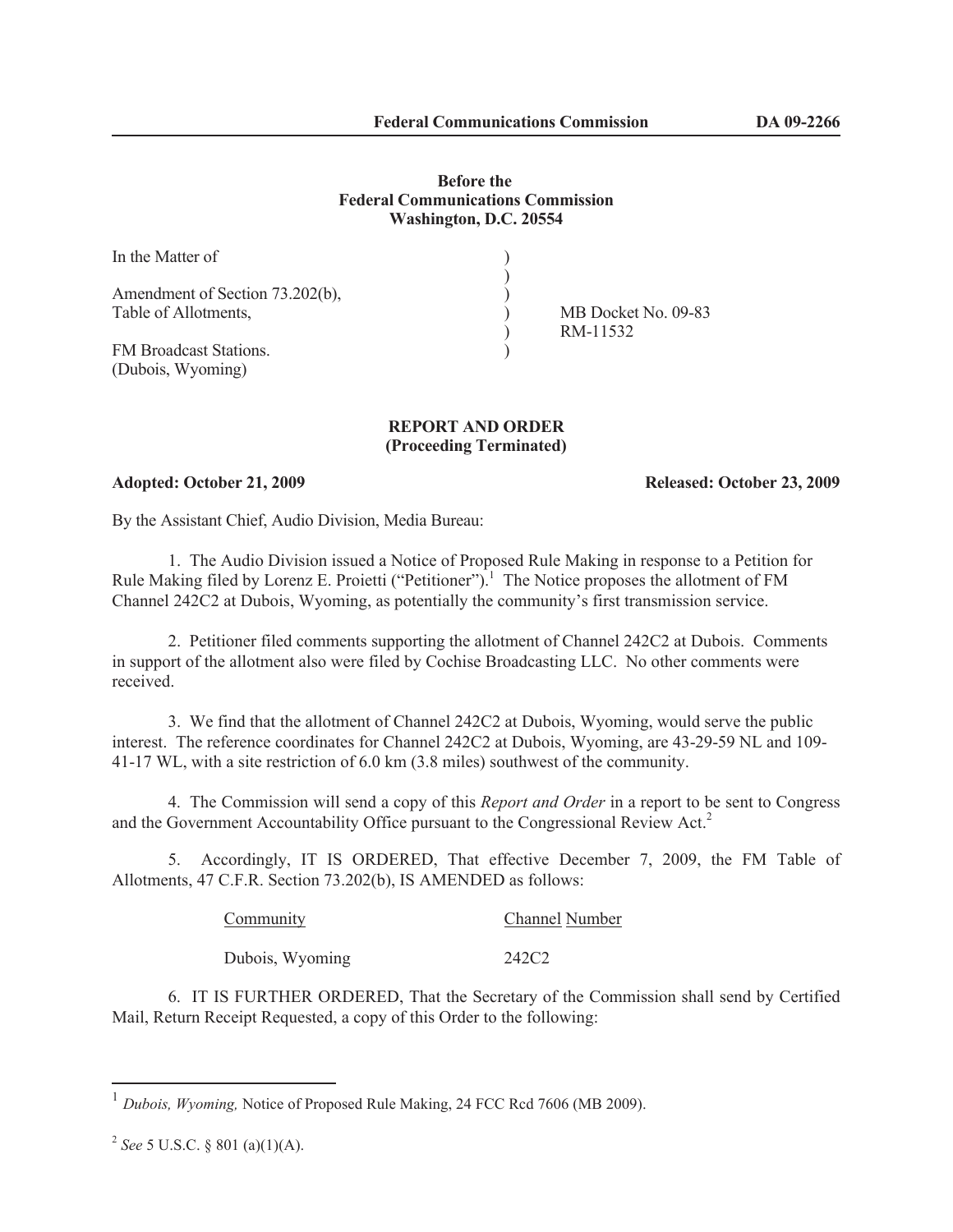**Before the**
**Federal Communications Commission**
**Washington, D.C. 20554**

| | | |
|---|---|---|
| In the Matter of | ) | |
| | ) | |
| Amendment of Section 73.202(b), | ) | |
| Table of Allotments, | ) | MB Docket No. 09-83 |
| | ) | RM-11532 |
| FM Broadcast Stations. | ) | |
| (Dubois, Wyoming) | | |

**REPORT AND ORDER**
**(Proceeding Terminated)**

**Adopted: October 21, 2009** **Released: October 23, 2009**

By the Assistant Chief, Audio Division, Media Bureau:

1. The Audio Division issued a Notice of Proposed Rule Making in response to a Petition for Rule Making filed by Lorenz E. Proietti ("Petitioner").[1] The Notice proposes the allotment of FM Channel 242C2 at Dubois, Wyoming, as potentially the community's first transmission service.

2. Petitioner filed comments supporting the allotment of Channel 242C2 at Dubois. Comments in support of the allotment also were filed by Cochise Broadcasting LLC. No other comments were received.

3. We find that the allotment of Channel 242C2 at Dubois, Wyoming, would serve the public interest. The reference coordinates for Channel 242C2 at Dubois, Wyoming, are 43-29-59 NL and 109-41-17 WL, with a site restriction of 6.0 km (3.8 miles) southwest of the community.

4. The Commission will send a copy of this *Report and Order* in a report to be sent to Congress and the Government Accountability Office pursuant to the Congressional Review Act.[2]

5. Accordingly, IT IS ORDERED, That effective December 7, 2009, the FM Table of Allotments, 47 C.F.R. Section 73.202(b), IS AMENDED as follows:

| Community | Channel Number |
|---|---|
| Dubois, Wyoming | 242C2 |

6. IT IS FURTHER ORDERED, That the Secretary of the Commission shall send by Certified Mail, Return Receipt Requested, a copy of this Order to the following:

---

[1] *Dubois, Wyoming,* Notice of Proposed Rule Making, 24 FCC Rcd 7606 (MB 2009).

[2] *See* 5 U.S.C. § 801 (a)(1)(A).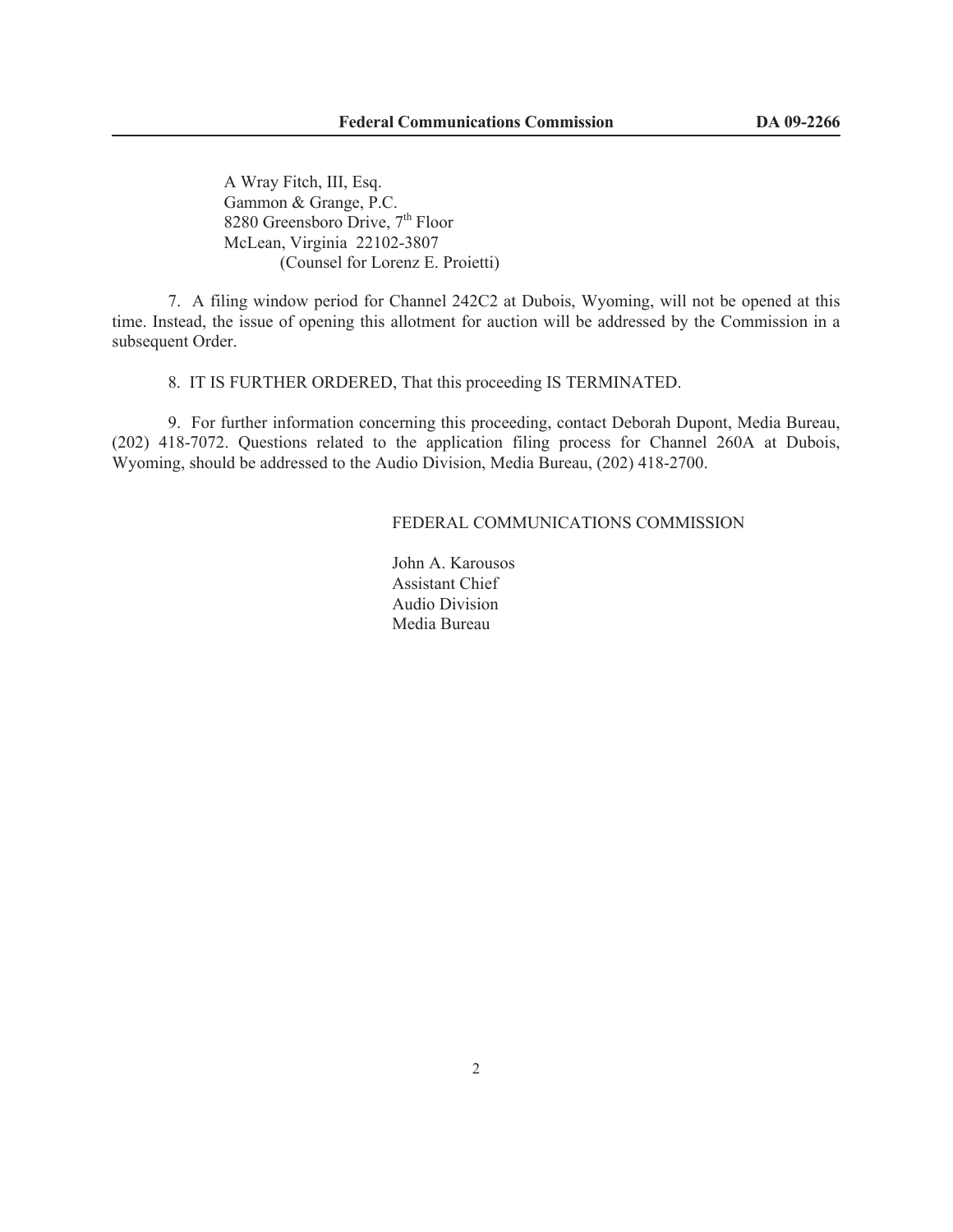A Wray Fitch, III, Esq.
Gammon & Grange, P.C.
8280 Greensboro Drive, 7th Floor
McLean, Virginia 22102-3807
(Counsel for Lorenz E. Proietti)

7. A filing window period for Channel 242C2 at Dubois, Wyoming, will not be opened at this time. Instead, the issue of opening this allotment for auction will be addressed by the Commission in a subsequent Order.

8. IT IS FURTHER ORDERED, That this proceeding IS TERMINATED.

9. For further information concerning this proceeding, contact Deborah Dupont, Media Bureau, (202) 418-7072. Questions related to the application filing process for Channel 260A at Dubois, Wyoming, should be addressed to the Audio Division, Media Bureau, (202) 418-2700.

FEDERAL COMMUNICATIONS COMMISSION

John A. Karousos
Assistant Chief
Audio Division
Media Bureau